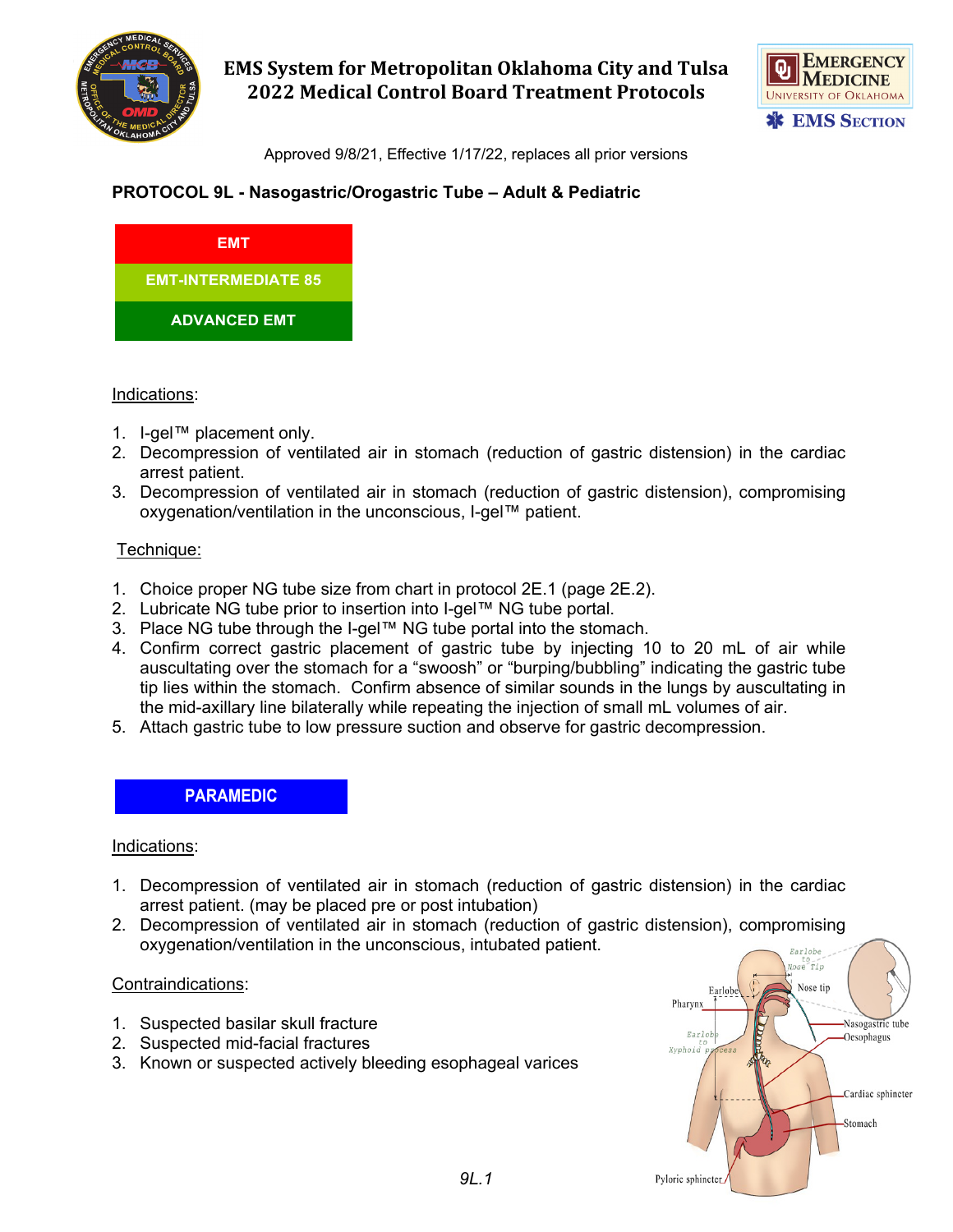# EMS System for Metropolitan Oklahoma City and Tulsa
# 2022 Medical Control Board Treatment Protocols

Approved 9/8/21, Effective 1/17/22, replaces all prior versions

## PROTOCOL 9L - Nasogastric/Orogastric Tube – Adult & Pediatric

**EMT**

**EMT-INTERMEDIATE 85**

**ADVANCED EMT**

Indications:

1. I-gel™ placement only.
2. Decompression of ventilated air in stomach (reduction of gastric distension) in the cardiac arrest patient.
3. Decompression of ventilated air in stomach (reduction of gastric distension), compromising oxygenation/ventilation in the unconscious, I-gel™ patient.

Technique:

1. Choice proper NG tube size from chart in protocol 2E.1 (page 2E.2).
2. Lubricate NG tube prior to insertion into I-gel™ NG tube portal.
3. Place NG tube through the I-gel™ NG tube portal into the stomach.
4. Confirm correct gastric placement of gastric tube by injecting 10 to 20 mL of air while auscultating over the stomach for a "swoosh" or "burping/bubbling" indicating the gastric tube tip lies within the stomach. Confirm absence of similar sounds in the lungs by auscultating in the mid-axillary line bilaterally while repeating the injection of small mL volumes of air.
5. Attach gastric tube to low pressure suction and observe for gastric decompression.

**PARAMEDIC**

Indications:

1. Decompression of ventilated air in stomach (reduction of gastric distension) in the cardiac arrest patient. (may be placed pre or post intubation)
2. Decompression of ventilated air in stomach (reduction of gastric distension), compromising oxygenation/ventilation in the unconscious, intubated patient.

Contraindications:

1. Suspected basilar skull fracture
2. Suspected mid-facial fractures
3. Known or suspected actively bleeding esophageal varices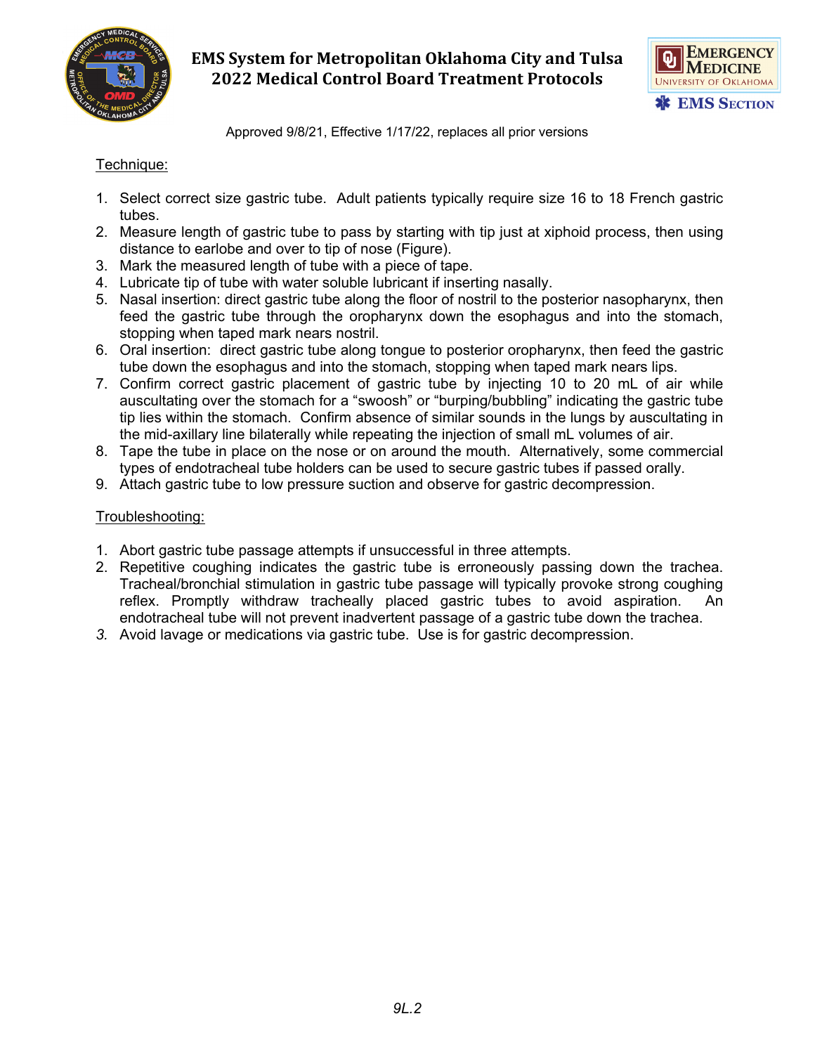Technique:

1. Select correct size gastric tube. Adult patients typically require size 16 to 18 French gastric tubes.
2. Measure length of gastric tube to pass by starting with tip just at xiphoid process, then using distance to earlobe and over to tip of nose (Figure).
3. Mark the measured length of tube with a piece of tape.
4. Lubricate tip of tube with water soluble lubricant if inserting nasally.
5. Nasal insertion: direct gastric tube along the floor of nostril to the posterior nasopharynx, then feed the gastric tube through the oropharynx down the esophagus and into the stomach, stopping when taped mark nears nostril.
6. Oral insertion: direct gastric tube along tongue to posterior oropharynx, then feed the gastric tube down the esophagus and into the stomach, stopping when taped mark nears lips.
7. Confirm correct gastric placement of gastric tube by injecting 10 to 20 mL of air while auscultating over the stomach for a "swoosh" or "burping/bubbling" indicating the gastric tube tip lies within the stomach. Confirm absence of similar sounds in the lungs by auscultating in the mid-axillary line bilaterally while repeating the injection of small mL volumes of air.
8. Tape the tube in place on the nose or on around the mouth. Alternatively, some commercial types of endotracheal tube holders can be used to secure gastric tubes if passed orally.
9. Attach gastric tube to low pressure suction and observe for gastric decompression.

Troubleshooting:

1. Abort gastric tube passage attempts if unsuccessful in three attempts.
2. Repetitive coughing indicates the gastric tube is erroneously passing down the trachea. Tracheal/bronchial stimulation in gastric tube passage will typically provoke strong coughing reflex. Promptly withdraw tracheally placed gastric tubes to avoid aspiration. An endotracheal tube will not prevent inadvertent passage of a gastric tube down the trachea.
3. Avoid lavage or medications via gastric tube. Use is for gastric decompression.